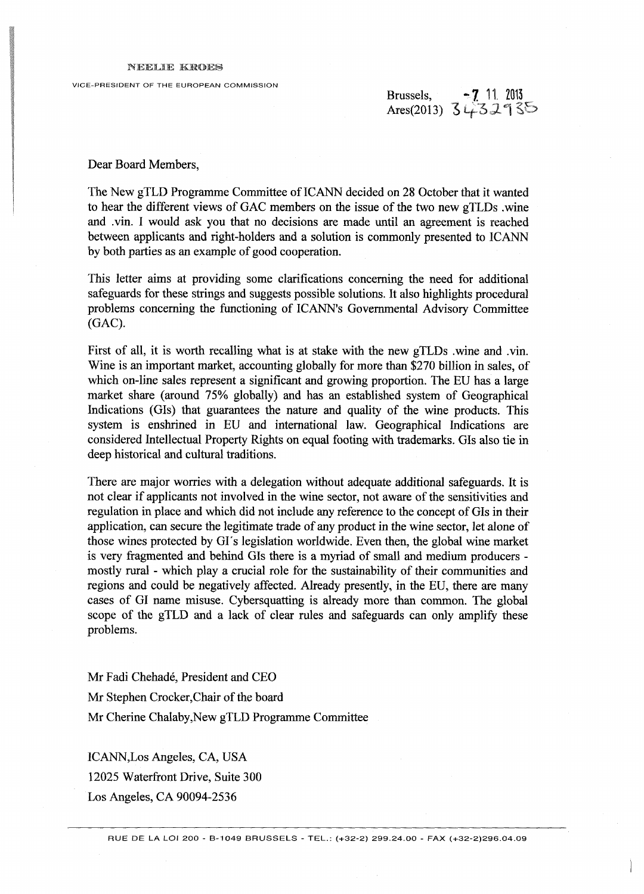NEELIE KROES

VICE-PRESIDENT OF THE EUROPEAN COMMISSION

Brussels, -7. 11. 2013
Ares(2013) 3432935

Dear Board Members,

The New gTLD Programme Committee of ICANN decided on 28 October that it wanted to hear the different views of GAC members on the issue of the two new gTLDs .wine and .vin. I would ask you that no decisions are made until an agreement is reached between applicants and right-holders and a solution is commonly presented to ICANN by both parties as an example of good cooperation.

This letter aims at providing some clarifications concerning the need for additional safeguards for these strings and suggests possible solutions. It also highlights procedural problems concerning the functioning of ICANN's Governmental Advisory Committee (GAC).

First of all, it is worth recalling what is at stake with the new gTLDs .wine and .vin. Wine is an important market, accounting globally for more than $270 billion in sales, of which on-line sales represent a significant and growing proportion. The EU has a large market share (around 75% globally) and has an established system of Geographical Indications (GIs) that guarantees the nature and quality of the wine products. This system is enshrined in EU and international law. Geographical Indications are considered Intellectual Property Rights on equal footing with trademarks. GIs also tie in deep historical and cultural traditions.

There are major worries with a delegation without adequate additional safeguards. It is not clear if applicants not involved in the wine sector, not aware of the sensitivities and regulation in place and which did not include any reference to the concept of GIs in their application, can secure the legitimate trade of any product in the wine sector, let alone of those wines protected by GI's legislation worldwide. Even then, the global wine market is very fragmented and behind GIs there is a myriad of small and medium producers - mostly rural - which play a crucial role for the sustainability of their communities and regions and could be negatively affected. Already presently, in the EU, there are many cases of GI name misuse. Cybersquatting is already more than common. The global scope of the gTLD and a lack of clear rules and safeguards can only amplify these problems.

Mr Fadi Chehadé, President and CEO

Mr Stephen Crocker, Chair of the board

Mr Cherine Chalaby, New gTLD Programme Committee

ICANN, Los Angeles, CA, USA

12025 Waterfront Drive, Suite 300

Los Angeles, CA 90094-2536

RUE DE LA LOI 200 - B-1049 BRUSSELS - TEL.: (+32-2) 299.24.00 - FAX (+32-2)296.04.09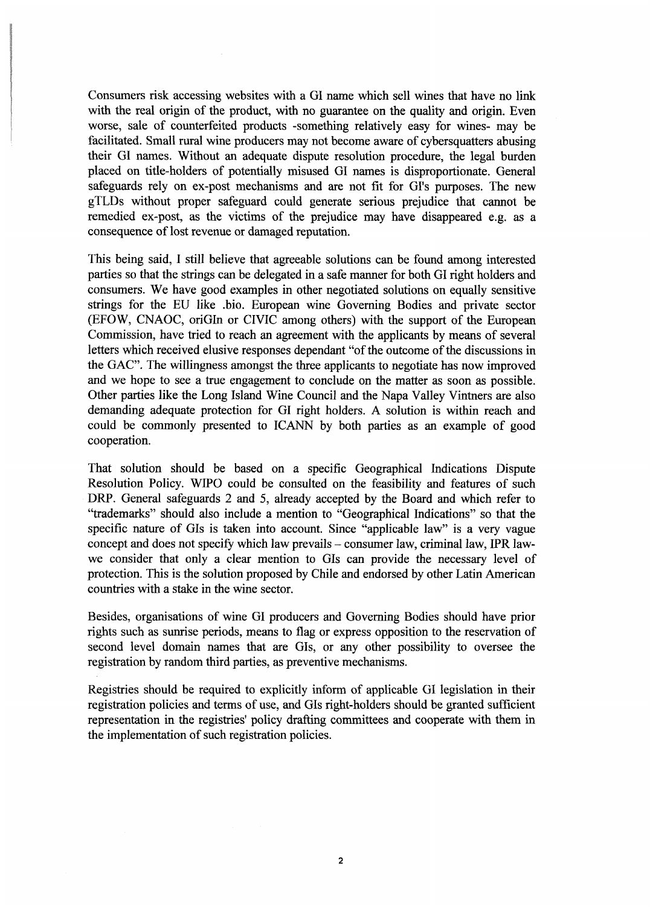Consumers risk accessing websites with a GI name which sell wines that have no link with the real origin of the product, with no guarantee on the quality and origin. Even worse, sale of counterfeited products -something relatively easy for wines- may be facilitated. Small rural wine producers may not become aware of cybersquatters abusing their GI names. Without an adequate dispute resolution procedure, the legal burden placed on title-holders of potentially misused GI names is disproportionate. General safeguards rely on ex-post mechanisms and are not fit for GI's purposes. The new gTLDs without proper safeguard could generate serious prejudice that cannot be remedied ex-post, as the victims of the prejudice may have disappeared e.g. as a consequence of lost revenue or damaged reputation.

This being said, I still believe that agreeable solutions can be found among interested parties so that the strings can be delegated in a safe manner for both GI right holders and consumers. We have good examples in other negotiated solutions on equally sensitive strings for the EU like .bio. European wine Governing Bodies and private sector (EFOW, CNAOC, oriGIn or CIVIC among others) with the support of the European Commission, have tried to reach an agreement with the applicants by means of several letters which received elusive responses dependant "of the outcome of the discussions in the GAC". The willingness amongst the three applicants to negotiate has now improved and we hope to see a true engagement to conclude on the matter as soon as possible. Other parties like the Long Island Wine Council and the Napa Valley Vintners are also demanding adequate protection for GI right holders. A solution is within reach and could be commonly presented to ICANN by both parties as an example of good cooperation.

That solution should be based on a specific Geographical Indications Dispute Resolution Policy. WIPO could be consulted on the feasibility and features of such DRP. General safeguards 2 and 5, already accepted by the Board and which refer to "trademarks" should also include a mention to "Geographical Indications" so that the specific nature of GIs is taken into account. Since "applicable law" is a very vague concept and does not specify which law prevails – consumer law, criminal law, IPR law- we consider that only a clear mention to GIs can provide the necessary level of protection. This is the solution proposed by Chile and endorsed by other Latin American countries with a stake in the wine sector.

Besides, organisations of wine GI producers and Governing Bodies should have prior rights such as sunrise periods, means to flag or express opposition to the reservation of second level domain names that are GIs, or any other possibility to oversee the registration by random third parties, as preventive mechanisms.

Registries should be required to explicitly inform of applicable GI legislation in their registration policies and terms of use, and GIs right-holders should be granted sufficient representation in the registries' policy drafting committees and cooperate with them in the implementation of such registration policies.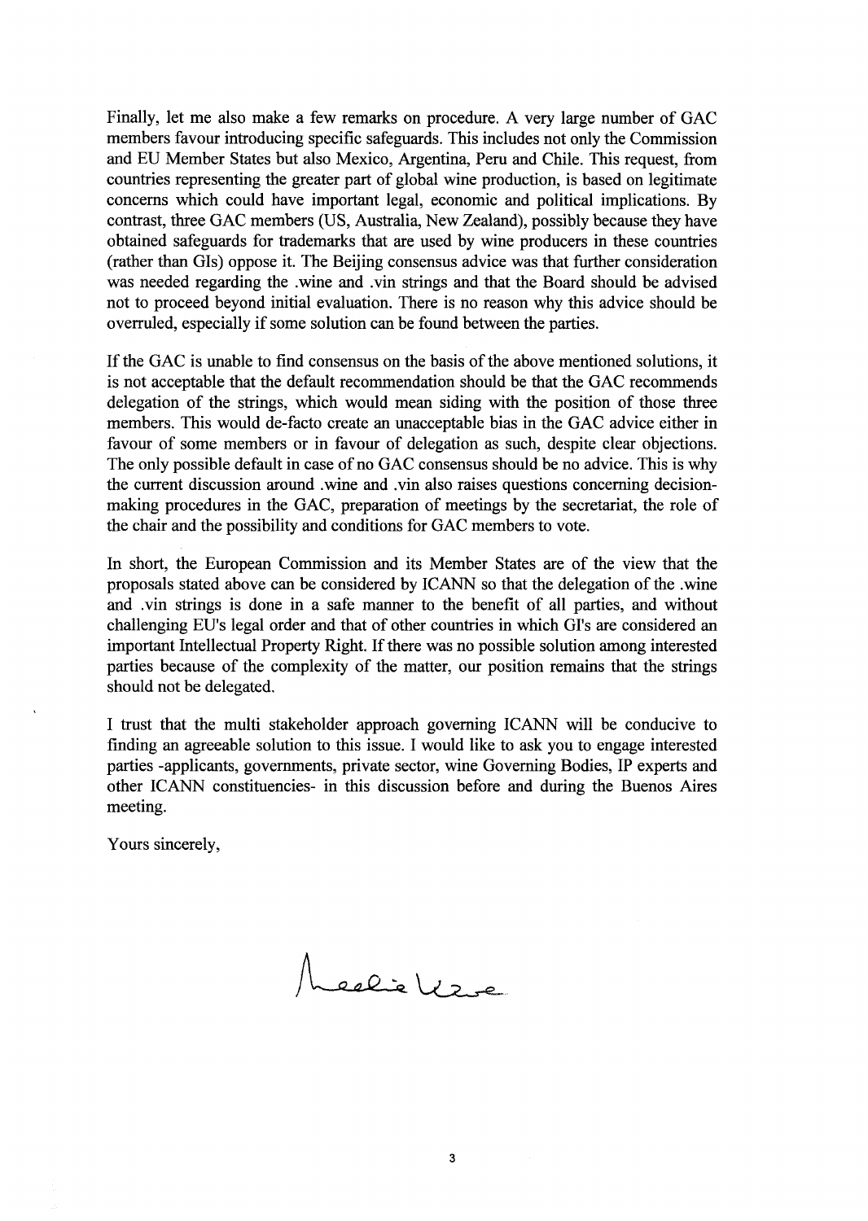Finally, let me also make a few remarks on procedure. A very large number of GAC members favour introducing specific safeguards. This includes not only the Commission and EU Member States but also Mexico, Argentina, Peru and Chile. This request, from countries representing the greater part of global wine production, is based on legitimate concerns which could have important legal, economic and political implications. By contrast, three GAC members (US, Australia, New Zealand), possibly because they have obtained safeguards for trademarks that are used by wine producers in these countries (rather than GIs) oppose it. The Beijing consensus advice was that further consideration was needed regarding the .wine and .vin strings and that the Board should be advised not to proceed beyond initial evaluation. There is no reason why this advice should be overruled, especially if some solution can be found between the parties.

If the GAC is unable to find consensus on the basis of the above mentioned solutions, it is not acceptable that the default recommendation should be that the GAC recommends delegation of the strings, which would mean siding with the position of those three members. This would de-facto create an unacceptable bias in the GAC advice either in favour of some members or in favour of delegation as such, despite clear objections. The only possible default in case of no GAC consensus should be no advice. This is why the current discussion around .wine and .vin also raises questions concerning decision-making procedures in the GAC, preparation of meetings by the secretariat, the role of the chair and the possibility and conditions for GAC members to vote.

In short, the European Commission and its Member States are of the view that the proposals stated above can be considered by ICANN so that the delegation of the .wine and .vin strings is done in a safe manner to the benefit of all parties, and without challenging EU's legal order and that of other countries in which GI's are considered an important Intellectual Property Right. If there was no possible solution among interested parties because of the complexity of the matter, our position remains that the strings should not be delegated.

I trust that the multi stakeholder approach governing ICANN will be conducive to finding an agreeable solution to this issue. I would like to ask you to engage interested parties -applicants, governments, private sector, wine Governing Bodies, IP experts and other ICANN constituencies- in this discussion before and during the Buenos Aires meeting.

Yours sincerely,

Neelie Kroes